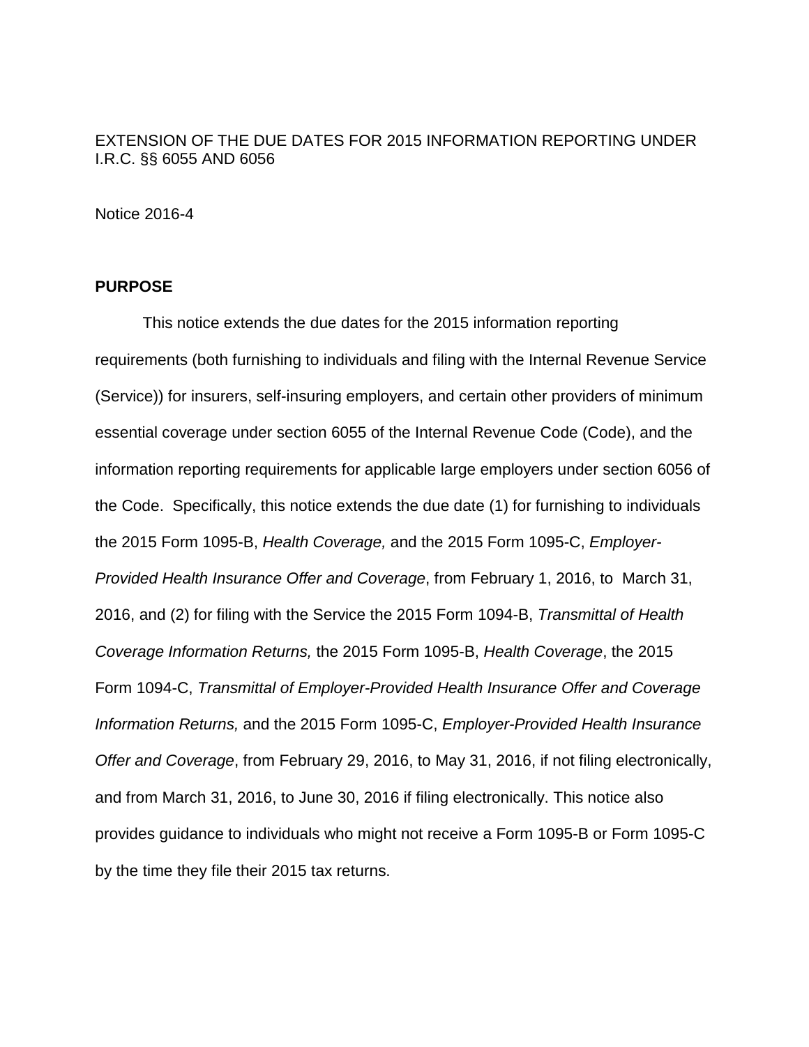EXTENSION OF THE DUE DATES FOR 2015 INFORMATION REPORTING UNDER I.R.C. §§ 6055 AND 6056

Notice 2016-4

**PURPOSE**

This notice extends the due dates for the 2015 information reporting requirements (both furnishing to individuals and filing with the Internal Revenue Service (Service)) for insurers, self-insuring employers, and certain other providers of minimum essential coverage under section 6055 of the Internal Revenue Code (Code), and the information reporting requirements for applicable large employers under section 6056 of the Code. Specifically, this notice extends the due date (1) for furnishing to individuals the 2015 Form 1095-B, *Health Coverage,* and the 2015 Form 1095-C, *Employer-Provided Health Insurance Offer and Coverage*, from February 1, 2016, to March 31, 2016, and (2) for filing with the Service the 2015 Form 1094-B, *Transmittal of Health Coverage Information Returns,* the 2015 Form 1095-B, *Health Coverage*, the 2015 Form 1094-C, *Transmittal of Employer-Provided Health Insurance Offer and Coverage Information Returns,* and the 2015 Form 1095-C, *Employer-Provided Health Insurance Offer and Coverage*, from February 29, 2016, to May 31, 2016, if not filing electronically, and from March 31, 2016, to June 30, 2016 if filing electronically. This notice also provides guidance to individuals who might not receive a Form 1095-B or Form 1095-C by the time they file their 2015 tax returns.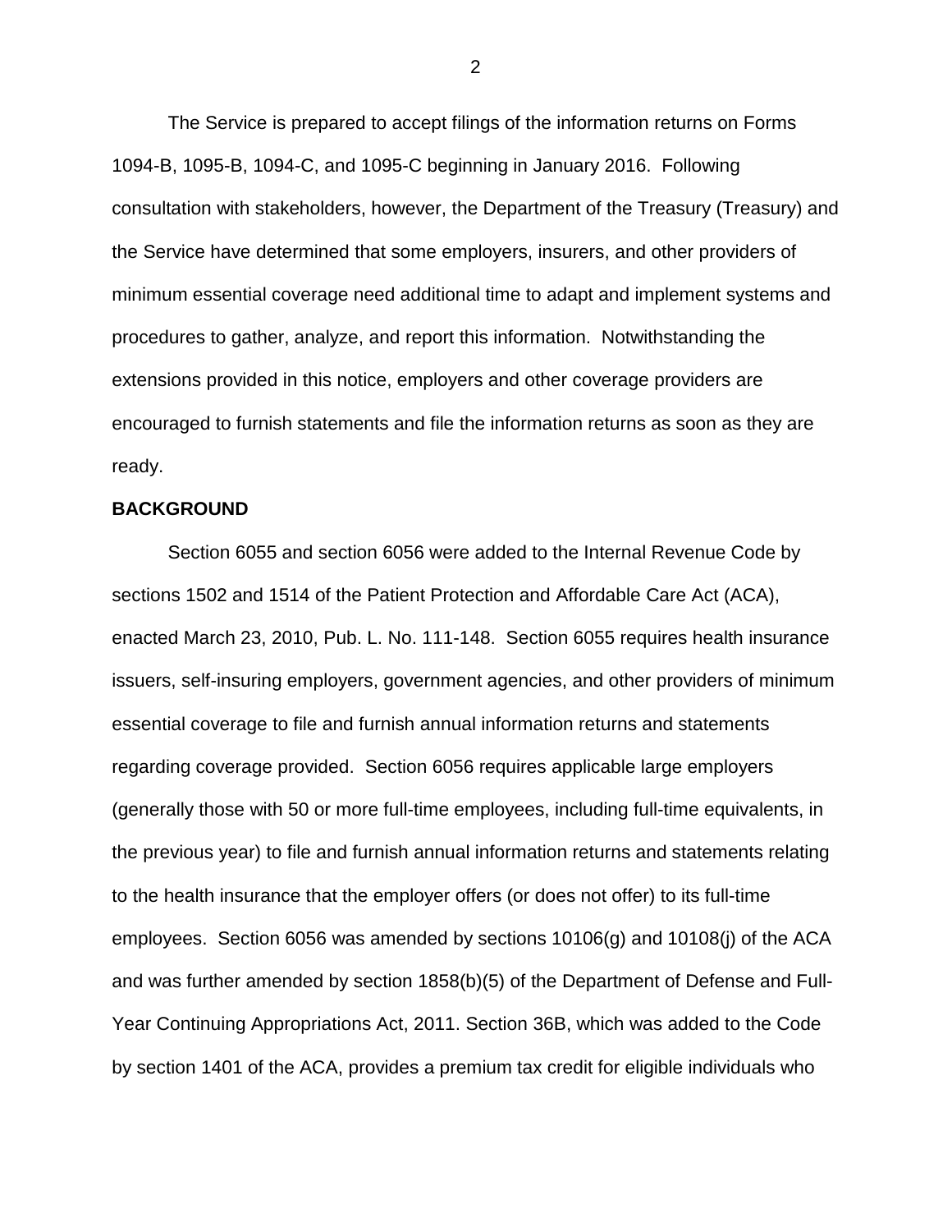The Service is prepared to accept filings of the information returns on Forms 1094-B, 1095-B, 1094-C, and 1095-C beginning in January 2016. Following consultation with stakeholders, however, the Department of the Treasury (Treasury) and the Service have determined that some employers, insurers, and other providers of minimum essential coverage need additional time to adapt and implement systems and procedures to gather, analyze, and report this information. Notwithstanding the extensions provided in this notice, employers and other coverage providers are encouraged to furnish statements and file the information returns as soon as they are ready.

**BACKGROUND**

Section 6055 and section 6056 were added to the Internal Revenue Code by sections 1502 and 1514 of the Patient Protection and Affordable Care Act (ACA), enacted March 23, 2010, Pub. L. No. 111-148. Section 6055 requires health insurance issuers, self-insuring employers, government agencies, and other providers of minimum essential coverage to file and furnish annual information returns and statements regarding coverage provided. Section 6056 requires applicable large employers (generally those with 50 or more full-time employees, including full-time equivalents, in the previous year) to file and furnish annual information returns and statements relating to the health insurance that the employer offers (or does not offer) to its full-time employees. Section 6056 was amended by sections 10106(g) and 10108(j) of the ACA and was further amended by section 1858(b)(5) of the Department of Defense and Full-Year Continuing Appropriations Act, 2011. Section 36B, which was added to the Code by section 1401 of the ACA, provides a premium tax credit for eligible individuals who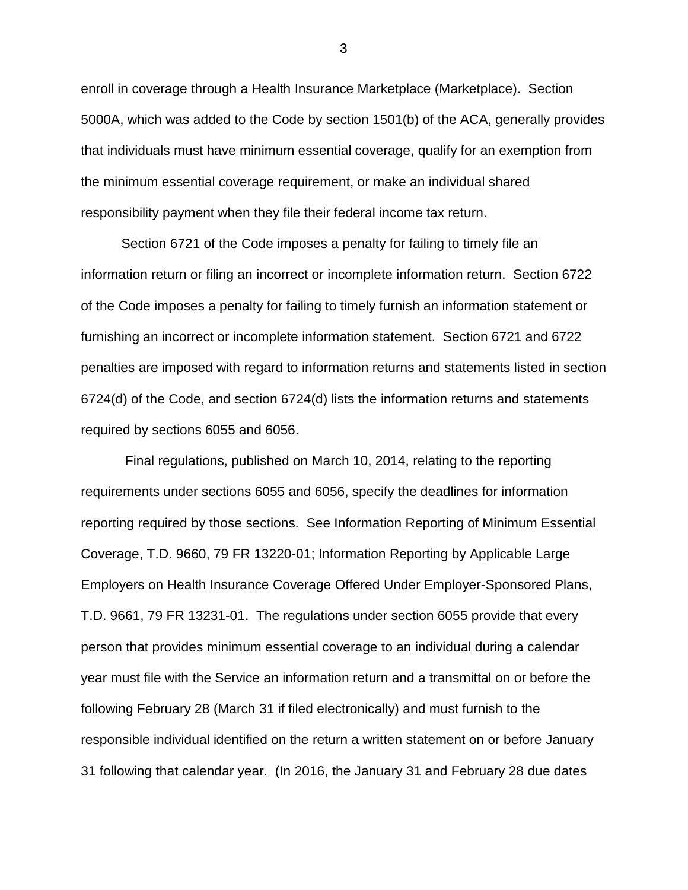enroll in coverage through a Health Insurance Marketplace (Marketplace). Section 5000A, which was added to the Code by section 1501(b) of the ACA, generally provides that individuals must have minimum essential coverage, qualify for an exemption from the minimum essential coverage requirement, or make an individual shared responsibility payment when they file their federal income tax return.

Section 6721 of the Code imposes a penalty for failing to timely file an information return or filing an incorrect or incomplete information return. Section 6722 of the Code imposes a penalty for failing to timely furnish an information statement or furnishing an incorrect or incomplete information statement. Section 6721 and 6722 penalties are imposed with regard to information returns and statements listed in section 6724(d) of the Code, and section 6724(d) lists the information returns and statements required by sections 6055 and 6056.

Final regulations, published on March 10, 2014, relating to the reporting requirements under sections 6055 and 6056, specify the deadlines for information reporting required by those sections. See Information Reporting of Minimum Essential Coverage, T.D. 9660, 79 FR 13220-01; Information Reporting by Applicable Large Employers on Health Insurance Coverage Offered Under Employer-Sponsored Plans, T.D. 9661, 79 FR 13231-01. The regulations under section 6055 provide that every person that provides minimum essential coverage to an individual during a calendar year must file with the Service an information return and a transmittal on or before the following February 28 (March 31 if filed electronically) and must furnish to the responsible individual identified on the return a written statement on or before January 31 following that calendar year. (In 2016, the January 31 and February 28 due dates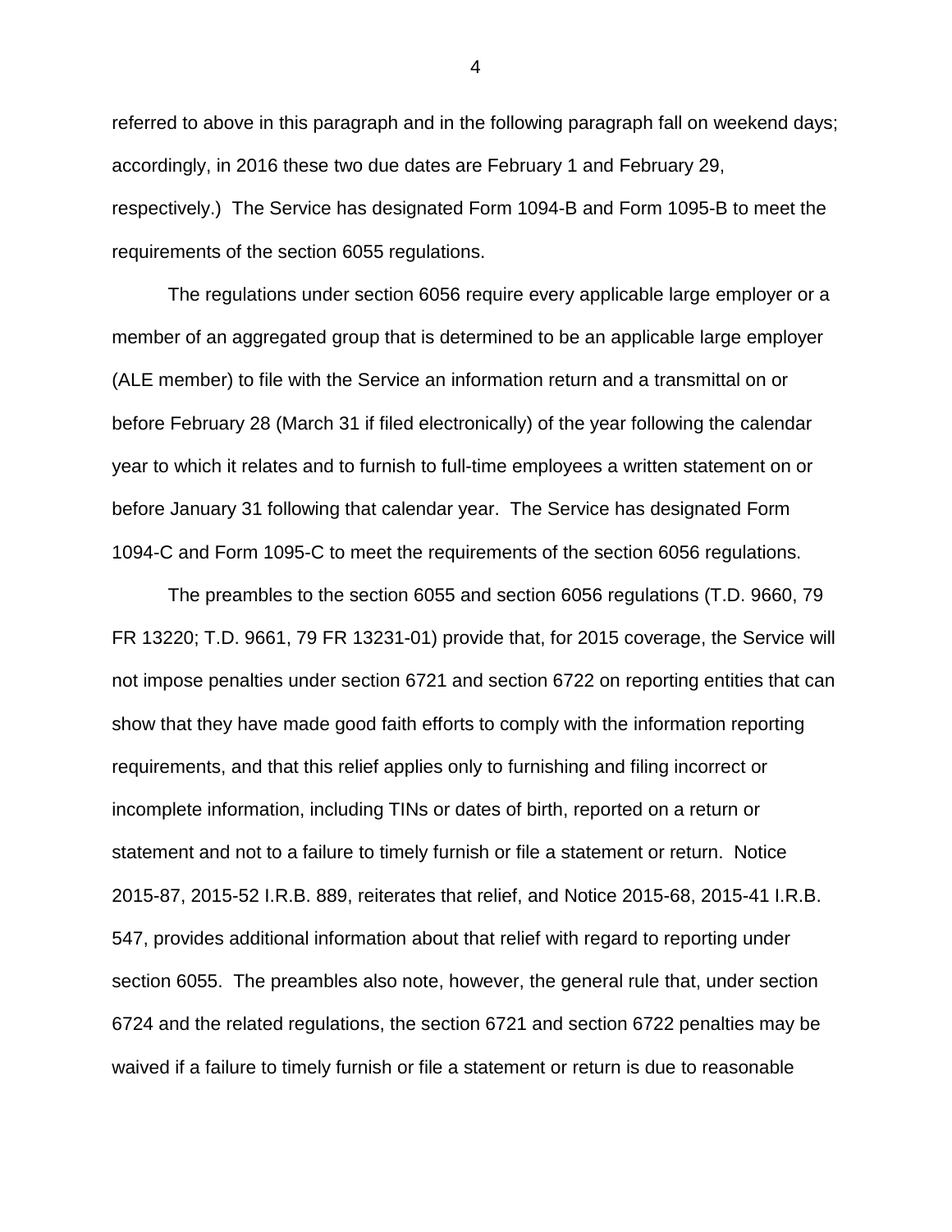referred to above in this paragraph and in the following paragraph fall on weekend days; accordingly, in 2016 these two due dates are February 1 and February 29, respectively.) The Service has designated Form 1094-B and Form 1095-B to meet the requirements of the section 6055 regulations.

The regulations under section 6056 require every applicable large employer or a member of an aggregated group that is determined to be an applicable large employer (ALE member) to file with the Service an information return and a transmittal on or before February 28 (March 31 if filed electronically) of the year following the calendar year to which it relates and to furnish to full-time employees a written statement on or before January 31 following that calendar year. The Service has designated Form 1094-C and Form 1095-C to meet the requirements of the section 6056 regulations.

The preambles to the section 6055 and section 6056 regulations (T.D. 9660, 79 FR 13220; T.D. 9661, 79 FR 13231-01) provide that, for 2015 coverage, the Service will not impose penalties under section 6721 and section 6722 on reporting entities that can show that they have made good faith efforts to comply with the information reporting requirements, and that this relief applies only to furnishing and filing incorrect or incomplete information, including TINs or dates of birth, reported on a return or statement and not to a failure to timely furnish or file a statement or return. Notice 2015-87, 2015-52 I.R.B. 889, reiterates that relief, and Notice 2015-68, 2015-41 I.R.B. 547, provides additional information about that relief with regard to reporting under section 6055. The preambles also note, however, the general rule that, under section 6724 and the related regulations, the section 6721 and section 6722 penalties may be waived if a failure to timely furnish or file a statement or return is due to reasonable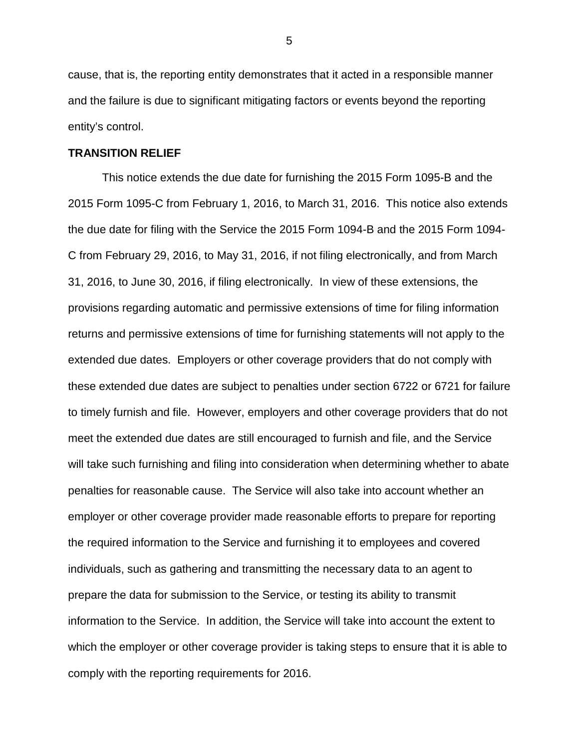cause, that is, the reporting entity demonstrates that it acted in a responsible manner and the failure is due to significant mitigating factors or events beyond the reporting entity's control.

**TRANSITION RELIEF**

This notice extends the due date for furnishing the 2015 Form 1095-B and the 2015 Form 1095-C from February 1, 2016, to March 31, 2016. This notice also extends the due date for filing with the Service the 2015 Form 1094-B and the 2015 Form 1094-C from February 29, 2016, to May 31, 2016, if not filing electronically, and from March 31, 2016, to June 30, 2016, if filing electronically. In view of these extensions, the provisions regarding automatic and permissive extensions of time for filing information returns and permissive extensions of time for furnishing statements will not apply to the extended due dates. Employers or other coverage providers that do not comply with these extended due dates are subject to penalties under section 6722 or 6721 for failure to timely furnish and file. However, employers and other coverage providers that do not meet the extended due dates are still encouraged to furnish and file, and the Service will take such furnishing and filing into consideration when determining whether to abate penalties for reasonable cause. The Service will also take into account whether an employer or other coverage provider made reasonable efforts to prepare for reporting the required information to the Service and furnishing it to employees and covered individuals, such as gathering and transmitting the necessary data to an agent to prepare the data for submission to the Service, or testing its ability to transmit information to the Service. In addition, the Service will take into account the extent to which the employer or other coverage provider is taking steps to ensure that it is able to comply with the reporting requirements for 2016.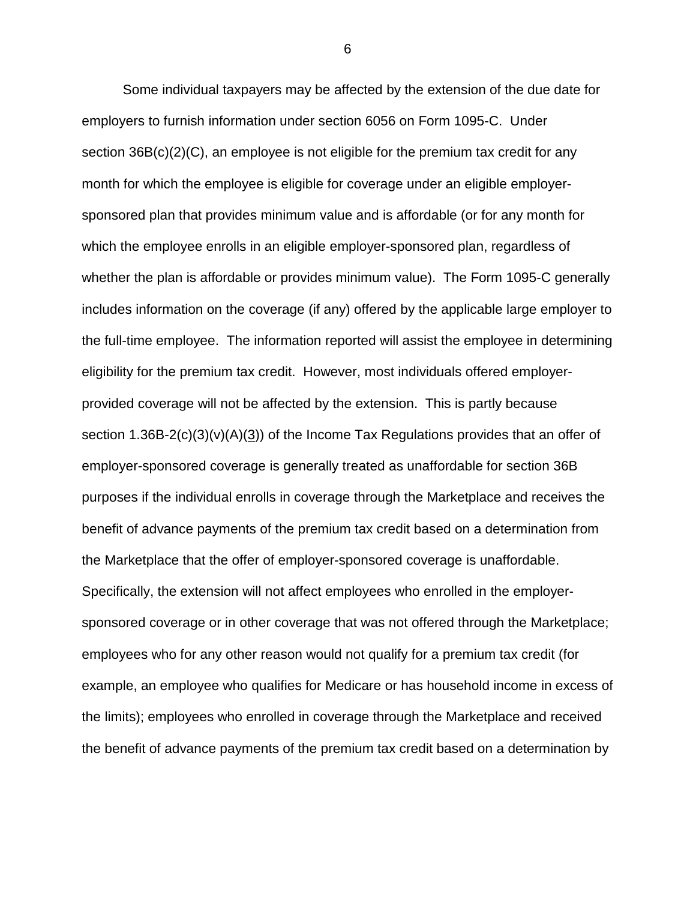Some individual taxpayers may be affected by the extension of the due date for employers to furnish information under section 6056 on Form 1095-C. Under section 36B(c)(2)(C), an employee is not eligible for the premium tax credit for any month for which the employee is eligible for coverage under an eligible employer-sponsored plan that provides minimum value and is affordable (or for any month for which the employee enrolls in an eligible employer-sponsored plan, regardless of whether the plan is affordable or provides minimum value). The Form 1095-C generally includes information on the coverage (if any) offered by the applicable large employer to the full-time employee. The information reported will assist the employee in determining eligibility for the premium tax credit. However, most individuals offered employer-provided coverage will not be affected by the extension. This is partly because section 1.36B-2(c)(3)(v)(A)(3)) of the Income Tax Regulations provides that an offer of employer-sponsored coverage is generally treated as unaffordable for section 36B purposes if the individual enrolls in coverage through the Marketplace and receives the benefit of advance payments of the premium tax credit based on a determination from the Marketplace that the offer of employer-sponsored coverage is unaffordable. Specifically, the extension will not affect employees who enrolled in the employer-sponsored coverage or in other coverage that was not offered through the Marketplace; employees who for any other reason would not qualify for a premium tax credit (for example, an employee who qualifies for Medicare or has household income in excess of the limits); employees who enrolled in coverage through the Marketplace and received the benefit of advance payments of the premium tax credit based on a determination by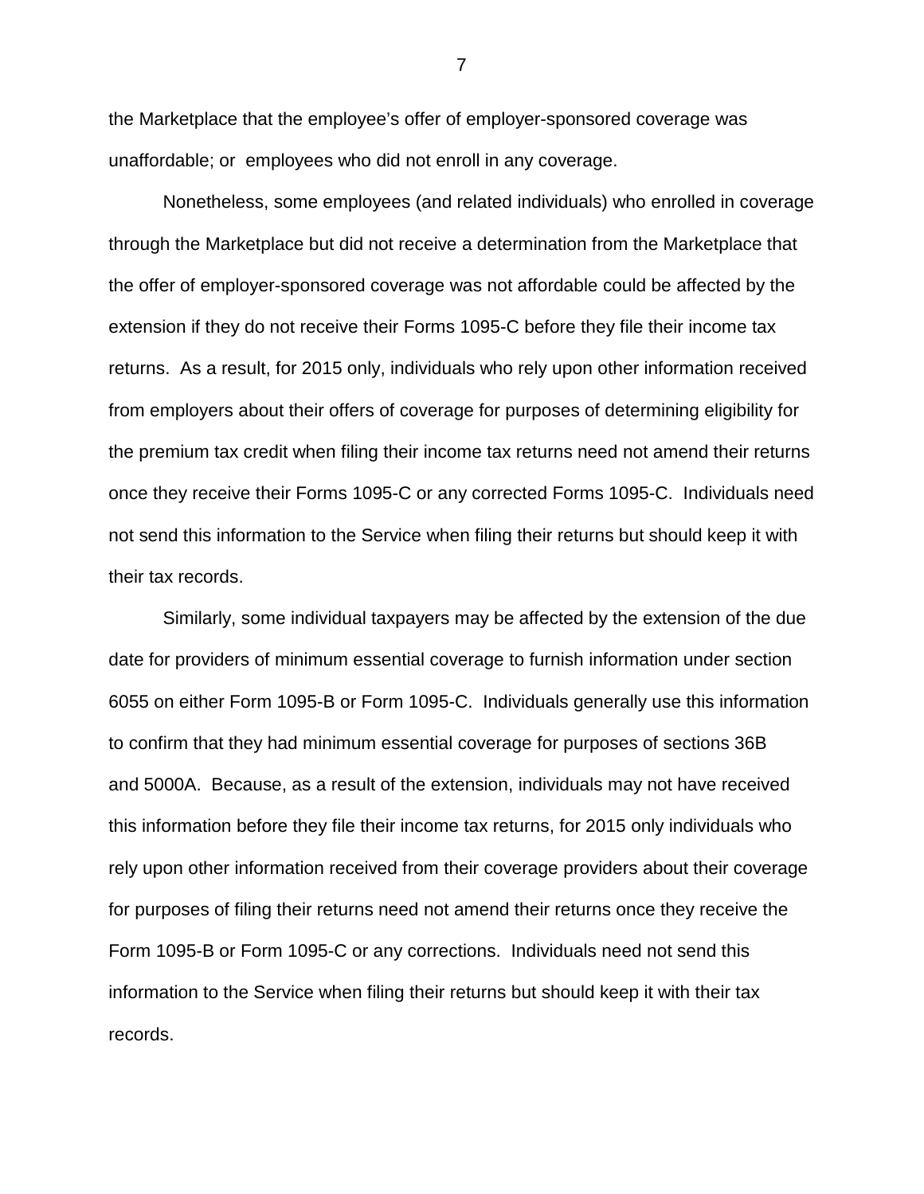the Marketplace that the employee's offer of employer-sponsored coverage was unaffordable; or employees who did not enroll in any coverage.

Nonetheless, some employees (and related individuals) who enrolled in coverage through the Marketplace but did not receive a determination from the Marketplace that the offer of employer-sponsored coverage was not affordable could be affected by the extension if they do not receive their Forms 1095-C before they file their income tax returns. As a result, for 2015 only, individuals who rely upon other information received from employers about their offers of coverage for purposes of determining eligibility for the premium tax credit when filing their income tax returns need not amend their returns once they receive their Forms 1095-C or any corrected Forms 1095-C. Individuals need not send this information to the Service when filing their returns but should keep it with their tax records.

Similarly, some individual taxpayers may be affected by the extension of the due date for providers of minimum essential coverage to furnish information under section 6055 on either Form 1095-B or Form 1095-C. Individuals generally use this information to confirm that they had minimum essential coverage for purposes of sections 36B and 5000A. Because, as a result of the extension, individuals may not have received this information before they file their income tax returns, for 2015 only individuals who rely upon other information received from their coverage providers about their coverage for purposes of filing their returns need not amend their returns once they receive the Form 1095-B or Form 1095-C or any corrections. Individuals need not send this information to the Service when filing their returns but should keep it with their tax records.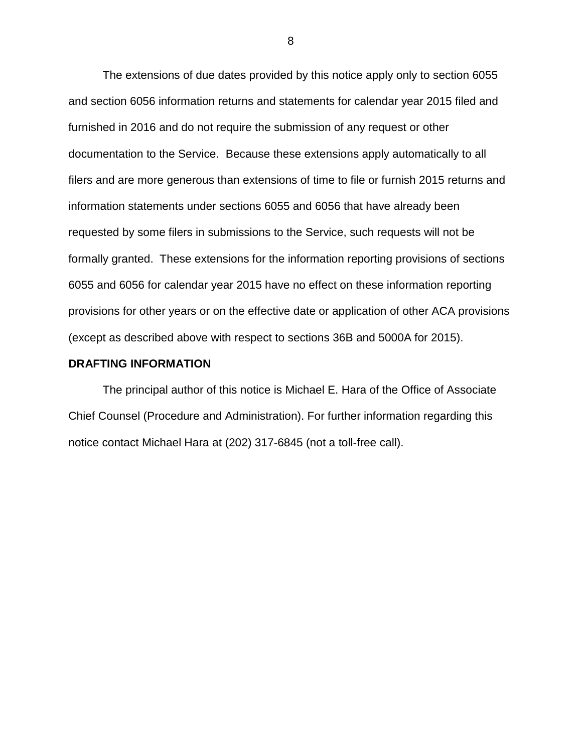The extensions of due dates provided by this notice apply only to section 6055 and section 6056 information returns and statements for calendar year 2015 filed and furnished in 2016 and do not require the submission of any request or other documentation to the Service. Because these extensions apply automatically to all filers and are more generous than extensions of time to file or furnish 2015 returns and information statements under sections 6055 and 6056 that have already been requested by some filers in submissions to the Service, such requests will not be formally granted. These extensions for the information reporting provisions of sections 6055 and 6056 for calendar year 2015 have no effect on these information reporting provisions for other years or on the effective date or application of other ACA provisions (except as described above with respect to sections 36B and 5000A for 2015).

**DRAFTING INFORMATION**

The principal author of this notice is Michael E. Hara of the Office of Associate Chief Counsel (Procedure and Administration). For further information regarding this notice contact Michael Hara at (202) 317-6845 (not a toll-free call).